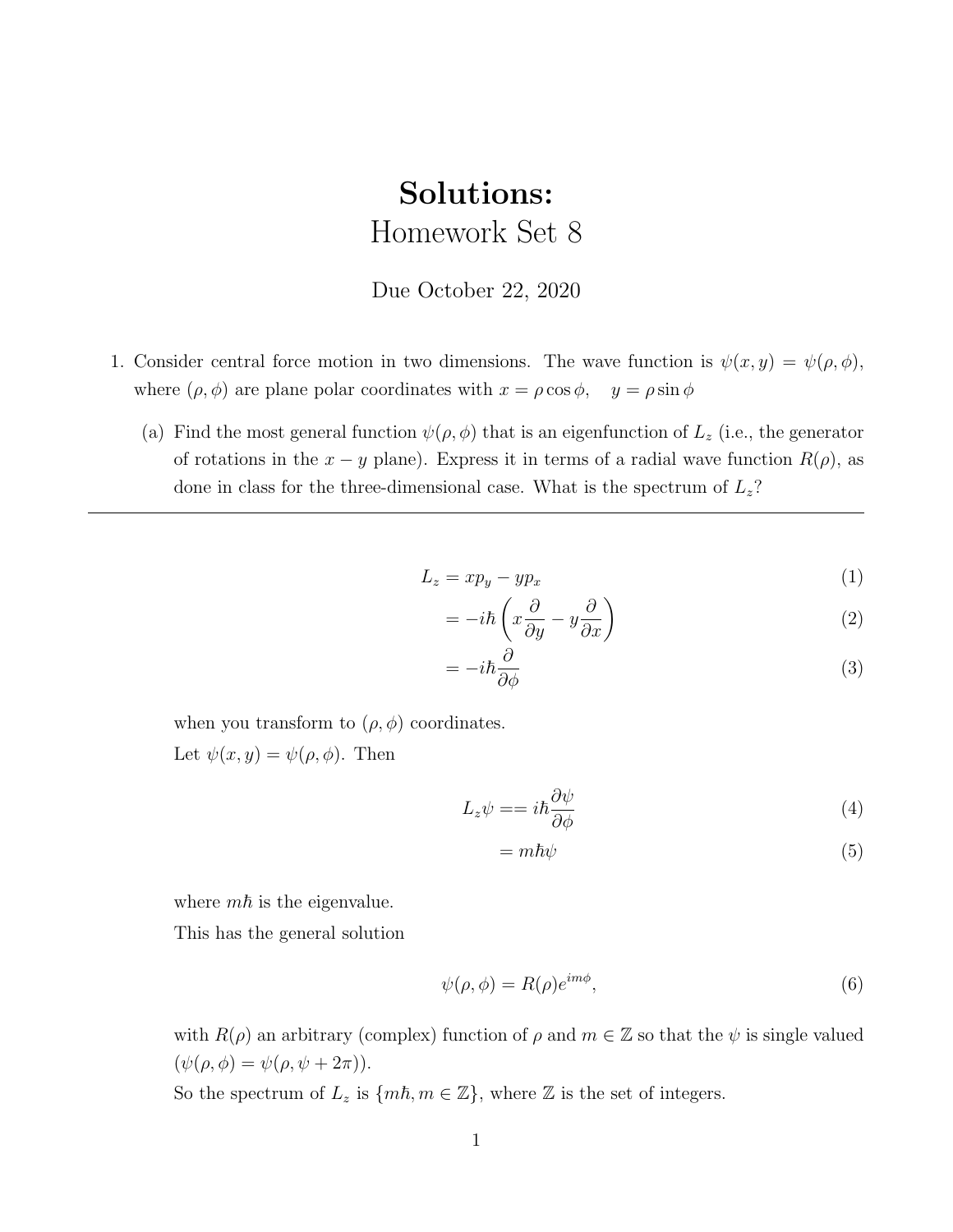# Solutions:
## Homework Set 8

Due October 22, 2020

1. Consider central force motion in two dimensions. The wave function is $\psi(x, y) = \psi(\rho, \phi)$, where $(\rho, \phi)$ are plane polar coordinates with $x = \rho \cos \phi, \quad y = \rho \sin \phi$

   (a) Find the most general function $\psi(\rho, \phi)$ that is an eigenfunction of $L_z$ (i.e., the generator of rotations in the $x - y$ plane). Express it in terms of a radial wave function $R(\rho)$, as done in class for the three-dimensional case. What is the spectrum of $L_z$?

---

$$L_z = xp_y - yp_x \tag{1}$$

$$= -i\hbar \left( x\frac{\partial}{\partial y} - y\frac{\partial}{\partial x} \right) \tag{2}$$

$$= -i\hbar \frac{\partial}{\partial \phi} \tag{3}$$

when you transform to $(\rho, \phi)$ coordinates.

Let $\psi(x, y) = \psi(\rho, \phi)$. Then

$$L_z \psi == i\hbar \frac{\partial \psi}{\partial \phi} \tag{4}$$

$$= m\hbar\psi \tag{5}$$

where $m\hbar$ is the eigenvalue.

This has the general solution

$$\psi(\rho, \phi) = R(\rho)e^{im\phi}, \tag{6}$$

with $R(\rho)$ an arbitrary (complex) function of $\rho$ and $m \in \mathbb{Z}$ so that the $\psi$ is single valued $(\psi(\rho, \phi) = \psi(\rho, \psi + 2\pi))$.

So the spectrum of $L_z$ is $\{m\hbar, m \in \mathbb{Z}\}$, where $\mathbb{Z}$ is the set of integers.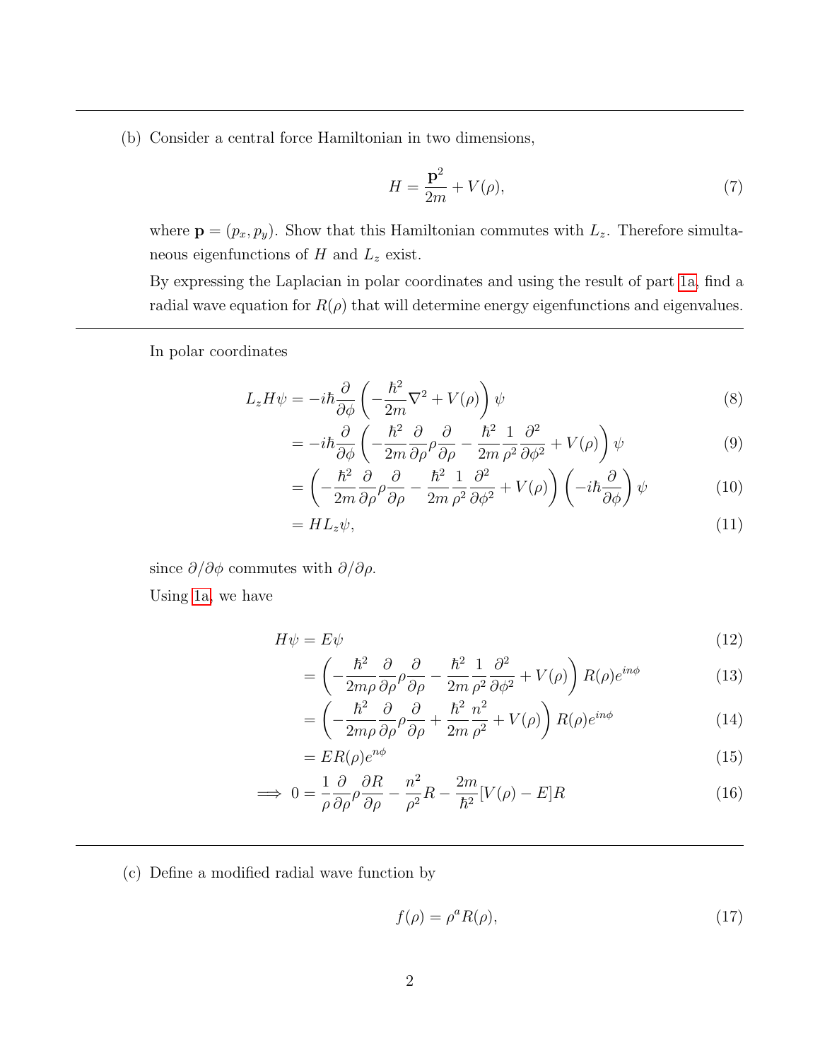(b) Consider a central force Hamiltonian in two dimensions,

$$H = \frac{\mathbf{p}^2}{2m} + V(\rho), \tag{7}$$

where $\mathbf{p} = (p_x, p_y)$. Show that this Hamiltonian commutes with $L_z$. Therefore simultaneous eigenfunctions of $H$ and $L_z$ exist.

By expressing the Laplacian in polar coordinates and using the result of part 1a, find a radial wave equation for $R(\rho)$ that will determine energy eigenfunctions and eigenvalues.

---

In polar coordinates

$$
\begin{aligned}
L_z H\psi &= -i\hbar \frac{\partial}{\partial \phi}\left(-\frac{\hbar^2}{2m}\nabla^2 + V(\rho)\right)\psi & (8)\\
&= -i\hbar \frac{\partial}{\partial \phi}\left(-\frac{\hbar^2}{2m}\frac{\partial}{\partial \rho}\rho\frac{\partial}{\partial \rho} - \frac{\hbar^2}{2m}\frac{1}{\rho^2}\frac{\partial^2}{\partial \phi^2} + V(\rho)\right)\psi & (9)\\
&= \left(-\frac{\hbar^2}{2m}\frac{\partial}{\partial \rho}\rho\frac{\partial}{\partial \rho} - \frac{\hbar^2}{2m}\frac{1}{\rho^2}\frac{\partial^2}{\partial \phi^2} + V(\rho)\right)\left(-i\hbar\frac{\partial}{\partial \phi}\right)\psi & (10)\\
&= HL_z\psi, & (11)
\end{aligned}
$$

since $\partial/\partial\phi$ commutes with $\partial/\partial\rho$.

Using 1a, we have

$$
\begin{aligned}
H\psi &= E\psi & (12)\\
&= \left(-\frac{\hbar^2}{2m\rho}\frac{\partial}{\partial \rho}\rho\frac{\partial}{\partial \rho} - \frac{\hbar^2}{2m}\frac{1}{\rho^2}\frac{\partial^2}{\partial \phi^2} + V(\rho)\right)R(\rho)e^{in\phi} & (13)\\
&= \left(-\frac{\hbar^2}{2m\rho}\frac{\partial}{\partial \rho}\rho\frac{\partial}{\partial \rho} + \frac{\hbar^2}{2m}\frac{n^2}{\rho^2} + V(\rho)\right)R(\rho)e^{in\phi} & (14)\\
&= ER(\rho)e^{n\phi} & (15)\\
\implies 0 &= \frac{1}{\rho}\frac{\partial}{\partial \rho}\rho\frac{\partial R}{\partial \rho} - \frac{n^2}{\rho^2}R - \frac{2m}{\hbar^2}[V(\rho) - E]R & (16)
\end{aligned}
$$

---

(c) Define a modified radial wave function by

$$f(\rho) = \rho^a R(\rho), \tag{17}$$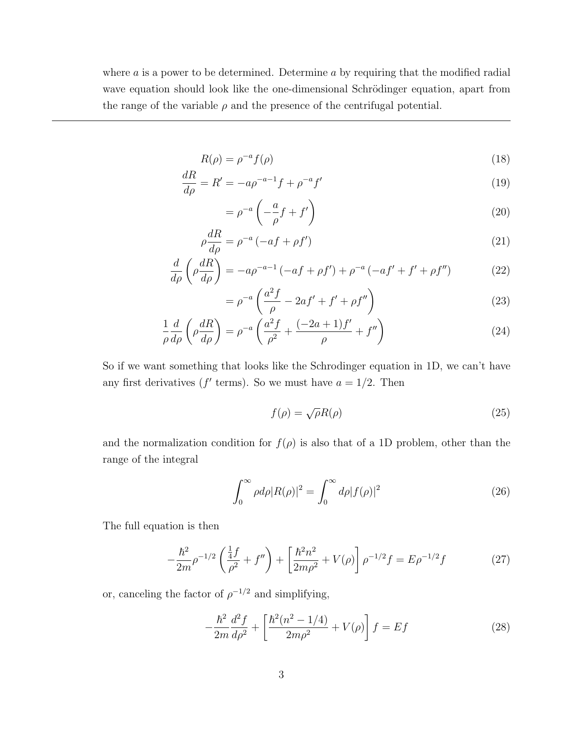where $a$ is a power to be determined. Determine $a$ by requiring that the modified radial wave equation should look like the one-dimensional Schrödinger equation, apart from the range of the variable $\rho$ and the presence of the centrifugal potential.

---

$$R(\rho) = \rho^{-a} f(\rho) \tag{18}$$

$$\frac{dR}{d\rho} = R' = -a\rho^{-a-1} f + \rho^{-a} f' \tag{19}$$

$$= \rho^{-a}\left(-\frac{a}{\rho} f + f'\right) \tag{20}$$

$$\rho \frac{dR}{d\rho} = \rho^{-a}\left(-af + \rho f'\right) \tag{21}$$

$$\frac{d}{d\rho}\left(\rho \frac{dR}{d\rho}\right) = -a\rho^{-a-1}\left(-af + \rho f'\right) + \rho^{-a}\left(-af' + f' + \rho f''\right) \tag{22}$$

$$= \rho^{-a}\left(\frac{a^2 f}{\rho} - 2af' + f' + \rho f''\right) \tag{23}$$

$$\frac{1}{\rho}\frac{d}{d\rho}\left(\rho \frac{dR}{d\rho}\right) = \rho^{-a}\left(\frac{a^2 f}{\rho^2} + \frac{(-2a+1) f'}{\rho} + f''\right) \tag{24}$$

So if we want something that looks like the Schrodinger equation in 1D, we can't have any first derivatives ($f'$ terms). So we must have $a = 1/2$. Then

$$f(\rho) = \sqrt{\rho} R(\rho) \tag{25}$$

and the normalization condition for $f(\rho)$ is also that of a 1D problem, other than the range of the integral

$$\int_0^\infty \rho d\rho |R(\rho)|^2 = \int_0^\infty d\rho |f(\rho)|^2 \tag{26}$$

The full equation is then

$$-\frac{\hbar^2}{2m}\rho^{-1/2}\left(\frac{\frac{1}{4} f}{\rho^2} + f''\right) + \left[\frac{\hbar^2 n^2}{2m\rho^2} + V(\rho)\right]\rho^{-1/2} f = E\rho^{-1/2} f \tag{27}$$

or, canceling the factor of $\rho^{-1/2}$ and simplifying,

$$-\frac{\hbar^2}{2m}\frac{d^2 f}{d\rho^2} + \left[\frac{\hbar^2(n^2 - 1/4)}{2m\rho^2} + V(\rho)\right] f = Ef \tag{28}$$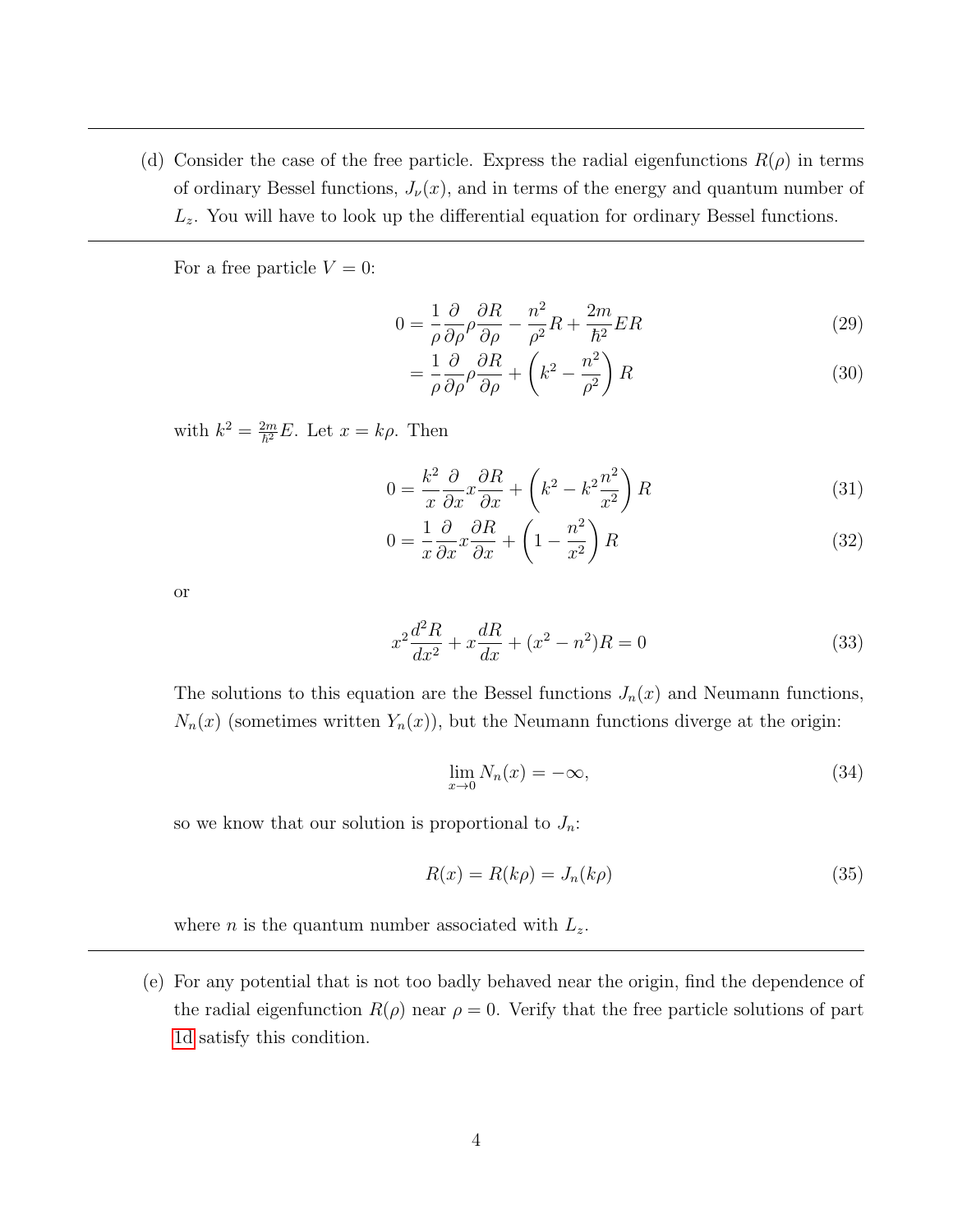(d) Consider the case of the free particle. Express the radial eigenfunctions $R(\rho)$ in terms of ordinary Bessel functions, $J_\nu(x)$, and in terms of the energy and quantum number of $L_z$. You will have to look up the differential equation for ordinary Bessel functions.

---

For a free particle $V = 0$:

$$0 = \frac{1}{\rho}\frac{\partial}{\partial\rho}\rho\frac{\partial R}{\partial\rho} - \frac{n^2}{\rho^2}R + \frac{2m}{\hbar^2}ER \tag{29}$$

$$= \frac{1}{\rho}\frac{\partial}{\partial\rho}\rho\frac{\partial R}{\partial\rho} + \left(k^2 - \frac{n^2}{\rho^2}\right)R \tag{30}$$

with $k^2 = \frac{2m}{\hbar^2}E$. Let $x = k\rho$. Then

$$0 = \frac{k^2}{x}\frac{\partial}{\partial x}x\frac{\partial R}{\partial x} + \left(k^2 - k^2\frac{n^2}{x^2}\right)R \tag{31}$$

$$0 = \frac{1}{x}\frac{\partial}{\partial x}x\frac{\partial R}{\partial x} + \left(1 - \frac{n^2}{x^2}\right)R \tag{32}$$

or

$$x^2\frac{d^2R}{dx^2} + x\frac{dR}{dx} + (x^2 - n^2)R = 0 \tag{33}$$

The solutions to this equation are the Bessel functions $J_n(x)$ and Neumann functions, $N_n(x)$ (sometimes written $Y_n(x)$), but the Neumann functions diverge at the origin:

$$\lim_{x\to 0} N_n(x) = -\infty, \tag{34}$$

so we know that our solution is proportional to $J_n$:

$$R(x) = R(k\rho) = J_n(k\rho) \tag{35}$$

where $n$ is the quantum number associated with $L_z$.

---

(e) For any potential that is not too badly behaved near the origin, find the dependence of the radial eigenfunction $R(\rho)$ near $\rho = 0$. Verify that the free particle solutions of part 1d satisfy this condition.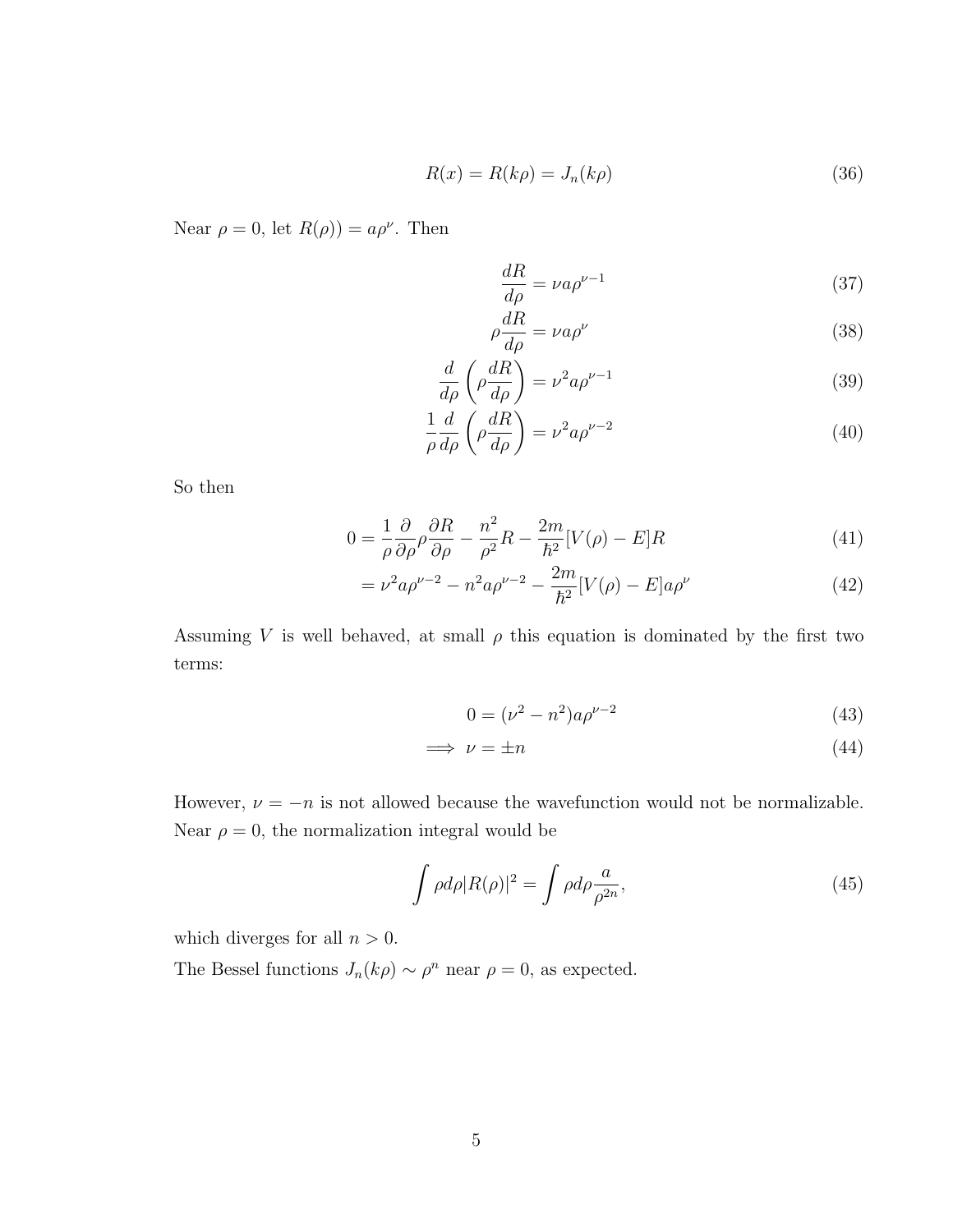$$R(x) = R(k\rho) = J_n(k\rho) \tag{36}$$

Near $\rho = 0$, let $R(\rho)) = a\rho^\nu$. Then

$$\frac{dR}{d\rho} = \nu a \rho^{\nu-1} \tag{37}$$

$$\rho\frac{dR}{d\rho} = \nu a \rho^{\nu} \tag{38}$$

$$\frac{d}{d\rho}\left(\rho\frac{dR}{d\rho}\right) = \nu^2 a \rho^{\nu-1} \tag{39}$$

$$\frac{1}{\rho}\frac{d}{d\rho}\left(\rho\frac{dR}{d\rho}\right) = \nu^2 a \rho^{\nu-2} \tag{40}$$

So then

$$0 = \frac{1}{\rho}\frac{\partial}{\partial\rho}\rho\frac{\partial R}{\partial\rho} - \frac{n^2}{\rho^2}R - \frac{2m}{\hbar^2}[V(\rho) - E]R \tag{41}$$

$$= \nu^2 a\rho^{\nu-2} - n^2 a\rho^{\nu-2} - \frac{2m}{\hbar^2}[V(\rho) - E]a\rho^\nu \tag{42}$$

Assuming $V$ is well behaved, at small $\rho$ this equation is dominated by the first two terms:

$$0 = (\nu^2 - n^2)a\rho^{\nu-2} \tag{43}$$

$$\implies \nu = \pm n \tag{44}$$

However, $\nu = -n$ is not allowed because the wavefunction would not be normalizable. Near $\rho = 0$, the normalization integral would be

$$\int \rho d\rho |R(\rho)|^2 = \int \rho d\rho \frac{a}{\rho^{2n}}, \tag{45}$$

which diverges for all $n > 0$.

The Bessel functions $J_n(k\rho) \sim \rho^n$ near $\rho = 0$, as expected.